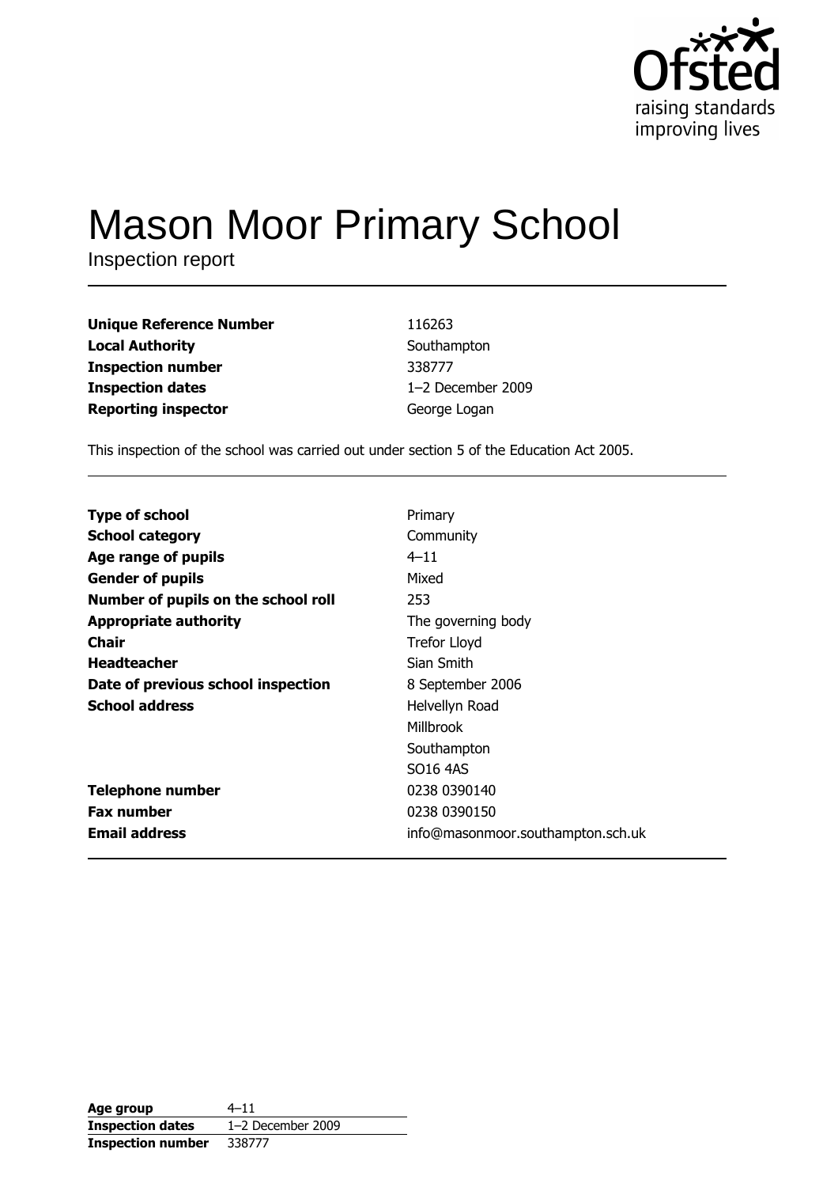Ofsted
raising standards
improving lives

# Mason Moor Primary School

Inspection report

| | |
|---|---|
| **Unique Reference Number** | 116263 |
| **Local Authority** | Southampton |
| **Inspection number** | 338777 |
| **Inspection dates** | 1–2 December 2009 |
| **Reporting inspector** | George Logan |

This inspection of the school was carried out under section 5 of the Education Act 2005.

| | |
|---|---|
| **Type of school** | Primary |
| **School category** | Community |
| **Age range of pupils** | 4–11 |
| **Gender of pupils** | Mixed |
| **Number of pupils on the school roll** | 253 |
| **Appropriate authority** | The governing body |
| **Chair** | Trefor Lloyd |
| **Headteacher** | Sian Smith |
| **Date of previous school inspection** | 8 September 2006 |
| **School address** | Helvellyn Road<br>Millbrook<br>Southampton<br>SO16 4AS |
| **Telephone number** | 0238 0390140 |
| **Fax number** | 0238 0390150 |
| **Email address** | info@masonmoor.southampton.sch.uk |

| | |
|---|---|
| **Age group** | 4–11 |
| **Inspection dates** | 1–2 December 2009 |
| **Inspection number** | 338777 |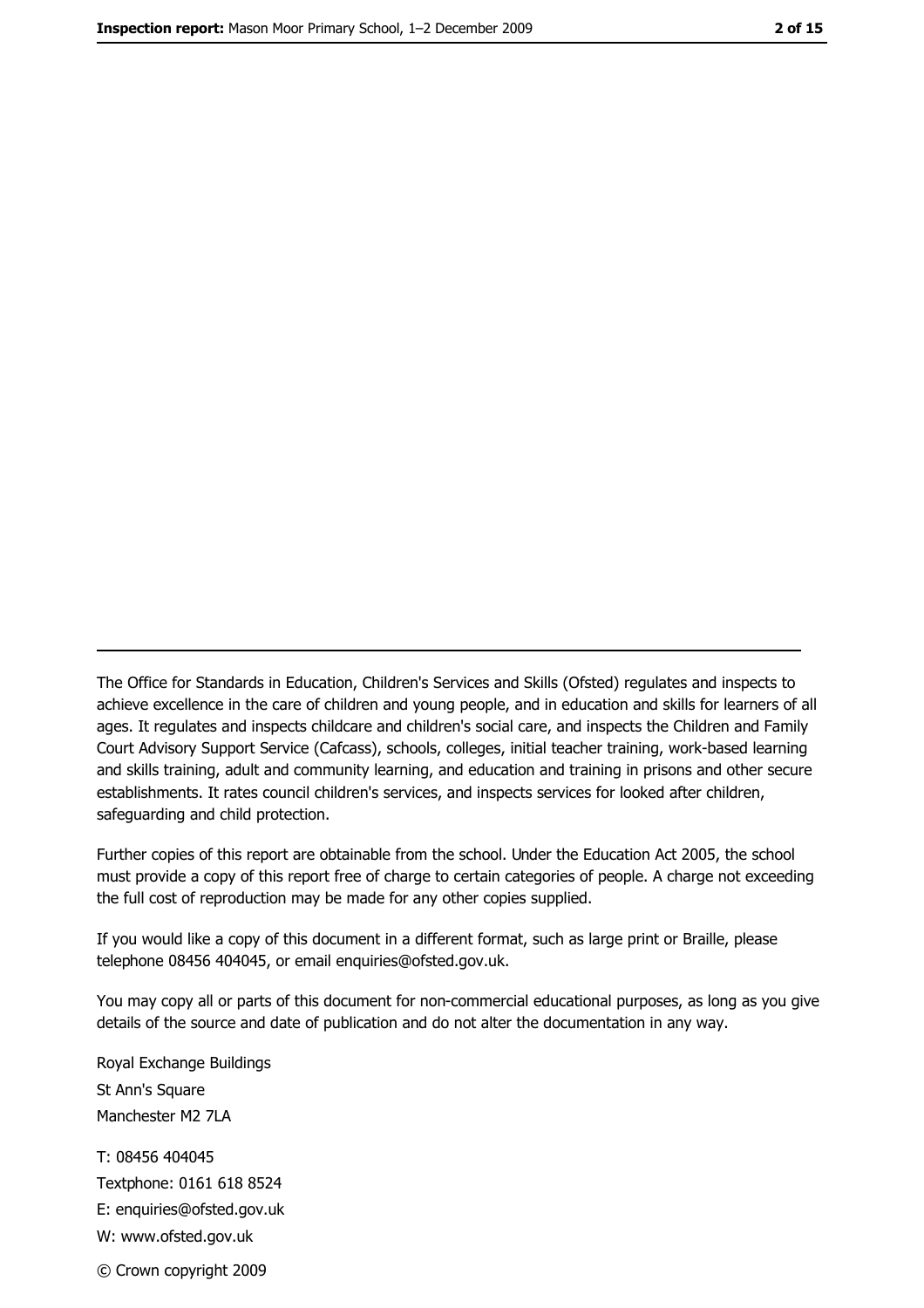The Office for Standards in Education, Children's Services and Skills (Ofsted) regulates and inspects to achieve excellence in the care of children and young people, and in education and skills for learners of all ages. It regulates and inspects childcare and children's social care, and inspects the Children and Family Court Advisory Support Service (Cafcass), schools, colleges, initial teacher training, work-based learning and skills training, adult and community learning, and education and training in prisons and other secure establishments. It rates council children's services, and inspects services for looked after children, safeguarding and child protection.

Further copies of this report are obtainable from the school. Under the Education Act 2005, the school must provide a copy of this report free of charge to certain categories of people. A charge not exceeding the full cost of reproduction may be made for any other copies supplied.

If you would like a copy of this document in a different format, such as large print or Braille, please telephone 08456 404045, or email enquiries@ofsted.gov.uk.

You may copy all or parts of this document for non-commercial educational purposes, as long as you give details of the source and date of publication and do not alter the documentation in any way.

Royal Exchange Buildings
St Ann's Square
Manchester M2 7LA

T: 08456 404045
Textphone: 0161 618 8524
E: enquiries@ofsted.gov.uk
W: www.ofsted.gov.uk

© Crown copyright 2009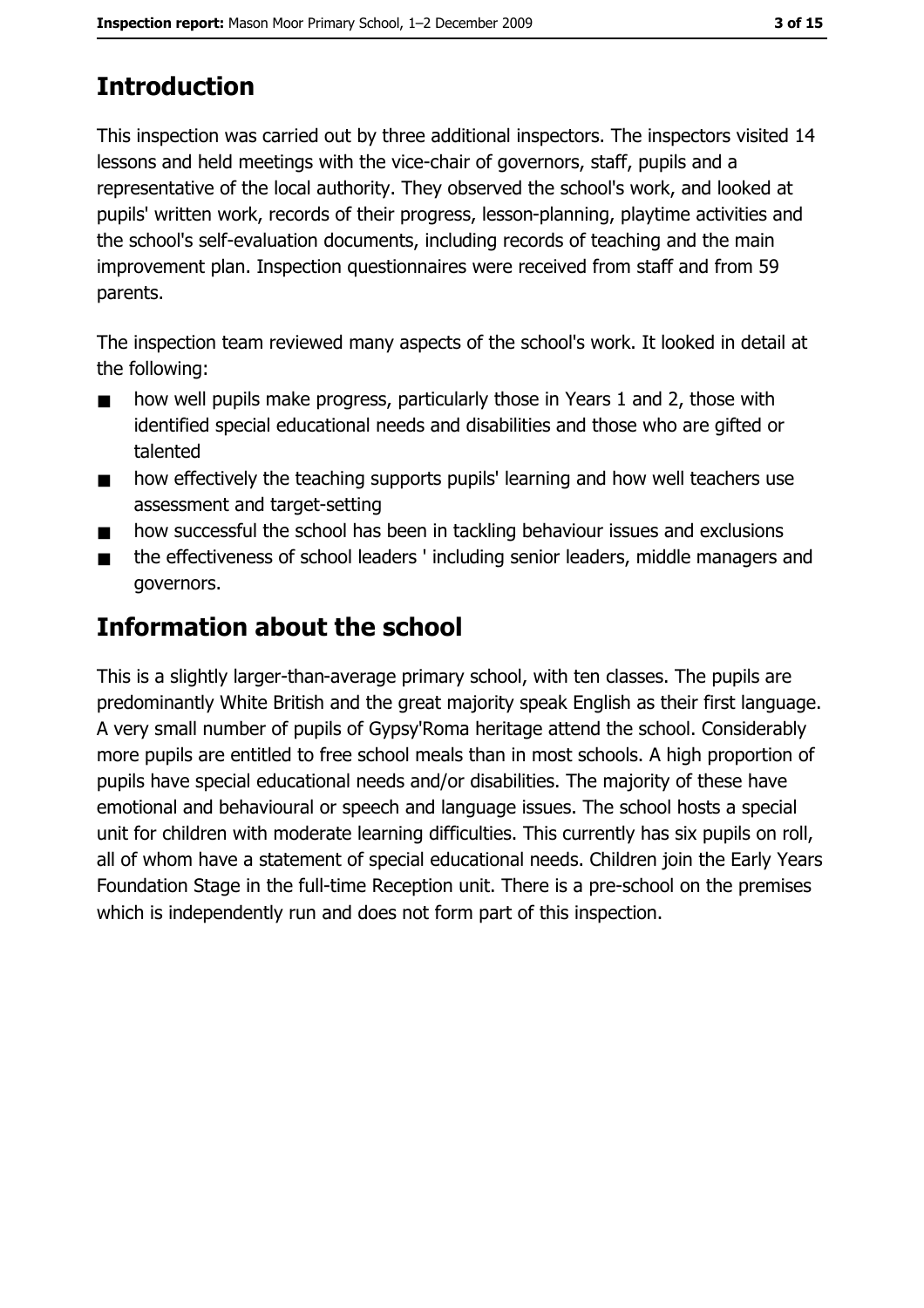## Introduction

This inspection was carried out by three additional inspectors. The inspectors visited 14 lessons and held meetings with the vice-chair of governors, staff, pupils and a representative of the local authority. They observed the school's work, and looked at pupils' written work, records of their progress, lesson-planning, playtime activities and the school's self-evaluation documents, including records of teaching and the main improvement plan. Inspection questionnaires were received from staff and from 59 parents.

The inspection team reviewed many aspects of the school's work. It looked in detail at the following:

- how well pupils make progress, particularly those in Years 1 and 2, those with identified special educational needs and disabilities and those who are gifted or talented
- how effectively the teaching supports pupils' learning and how well teachers use assessment and target-setting
- how successful the school has been in tackling behaviour issues and exclusions
- the effectiveness of school leaders ' including senior leaders, middle managers and governors.

## Information about the school

This is a slightly larger-than-average primary school, with ten classes. The pupils are predominantly White British and the great majority speak English as their first language. A very small number of pupils of Gypsy'Roma heritage attend the school. Considerably more pupils are entitled to free school meals than in most schools. A high proportion of pupils have special educational needs and/or disabilities. The majority of these have emotional and behavioural or speech and language issues. The school hosts a special unit for children with moderate learning difficulties. This currently has six pupils on roll, all of whom have a statement of special educational needs. Children join the Early Years Foundation Stage in the full-time Reception unit. There is a pre-school on the premises which is independently run and does not form part of this inspection.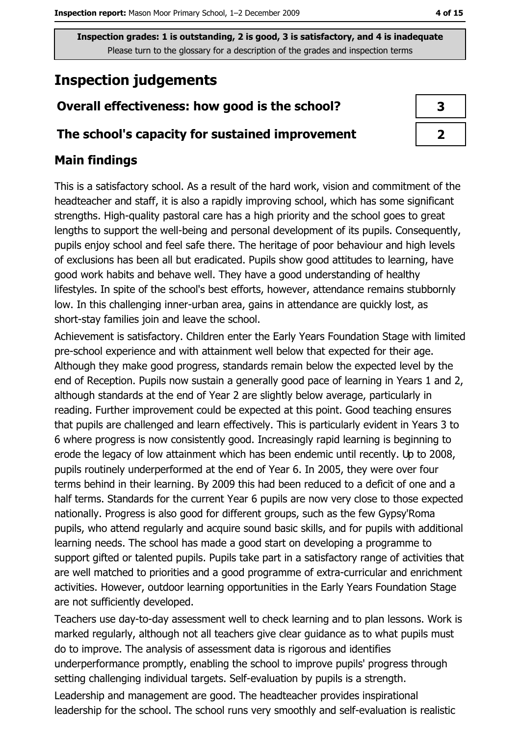Inspection grades: 1 is outstanding, 2 is good, 3 is satisfactory, and 4 is inadequate
Please turn to the glossary for a description of the grades and inspection terms

# Inspection judgements

| Overall effectiveness: how good is the school? | 3 |
|---|---|
| The school's capacity for sustained improvement | 2 |

## Main findings

This is a satisfactory school. As a result of the hard work, vision and commitment of the headteacher and staff, it is also a rapidly improving school, which has some significant strengths. High-quality pastoral care has a high priority and the school goes to great lengths to support the well-being and personal development of its pupils. Consequently, pupils enjoy school and feel safe there. The heritage of poor behaviour and high levels of exclusions has been all but eradicated. Pupils show good attitudes to learning, have good work habits and behave well. They have a good understanding of healthy lifestyles. In spite of the school's best efforts, however, attendance remains stubbornly low. In this challenging inner-urban area, gains in attendance are quickly lost, as short-stay families join and leave the school.

Achievement is satisfactory. Children enter the Early Years Foundation Stage with limited pre-school experience and with attainment well below that expected for their age. Although they make good progress, standards remain below the expected level by the end of Reception. Pupils now sustain a generally good pace of learning in Years 1 and 2, although standards at the end of Year 2 are slightly below average, particularly in reading. Further improvement could be expected at this point. Good teaching ensures that pupils are challenged and learn effectively. This is particularly evident in Years 3 to 6 where progress is now consistently good. Increasingly rapid learning is beginning to erode the legacy of low attainment which has been endemic until recently. Up to 2008, pupils routinely underperformed at the end of Year 6. In 2005, they were over four terms behind in their learning. By 2009 this had been reduced to a deficit of one and a half terms. Standards for the current Year 6 pupils are now very close to those expected nationally. Progress is also good for different groups, such as the few Gypsy'Roma pupils, who attend regularly and acquire sound basic skills, and for pupils with additional learning needs. The school has made a good start on developing a programme to support gifted or talented pupils. Pupils take part in a satisfactory range of activities that are well matched to priorities and a good programme of extra-curricular and enrichment activities. However, outdoor learning opportunities in the Early Years Foundation Stage are not sufficiently developed.

Teachers use day-to-day assessment well to check learning and to plan lessons. Work is marked regularly, although not all teachers give clear guidance as to what pupils must do to improve. The analysis of assessment data is rigorous and identifies underperformance promptly, enabling the school to improve pupils' progress through setting challenging individual targets. Self-evaluation by pupils is a strength.

Leadership and management are good. The headteacher provides inspirational leadership for the school. The school runs very smoothly and self-evaluation is realistic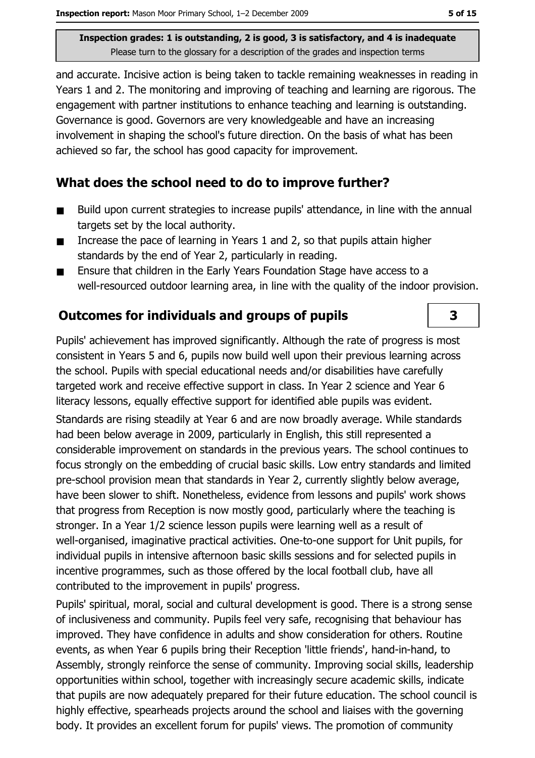and accurate. Incisive action is being taken to tackle remaining weaknesses in reading in Years 1 and 2. The monitoring and improving of teaching and learning are rigorous. The engagement with partner institutions to enhance teaching and learning is outstanding. Governance is good. Governors are very knowledgeable and have an increasing involvement in shaping the school's future direction. On the basis of what has been achieved so far, the school has good capacity for improvement.

## What does the school need to do to improve further?

- Build upon current strategies to increase pupils' attendance, in line with the annual targets set by the local authority.
- Increase the pace of learning in Years 1 and 2, so that pupils attain higher standards by the end of Year 2, particularly in reading.
- Ensure that children in the Early Years Foundation Stage have access to a well-resourced outdoor learning area, in line with the quality of the indoor provision.

## Outcomes for individuals and groups of pupils — 3

Pupils' achievement has improved significantly. Although the rate of progress is most consistent in Years 5 and 6, pupils now build well upon their previous learning across the school. Pupils with special educational needs and/or disabilities have carefully targeted work and receive effective support in class. In Year 2 science and Year 6 literacy lessons, equally effective support for identified able pupils was evident.

Standards are rising steadily at Year 6 and are now broadly average. While standards had been below average in 2009, particularly in English, this still represented a considerable improvement on standards in the previous years. The school continues to focus strongly on the embedding of crucial basic skills. Low entry standards and limited pre-school provision mean that standards in Year 2, currently slightly below average, have been slower to shift. Nonetheless, evidence from lessons and pupils' work shows that progress from Reception is now mostly good, particularly where the teaching is stronger. In a Year 1/2 science lesson pupils were learning well as a result of well-organised, imaginative practical activities. One-to-one support for Unit pupils, for individual pupils in intensive afternoon basic skills sessions and for selected pupils in incentive programmes, such as those offered by the local football club, have all contributed to the improvement in pupils' progress.

Pupils' spiritual, moral, social and cultural development is good. There is a strong sense of inclusiveness and community. Pupils feel very safe, recognising that behaviour has improved. They have confidence in adults and show consideration for others. Routine events, as when Year 6 pupils bring their Reception 'little friends', hand-in-hand, to Assembly, strongly reinforce the sense of community. Improving social skills, leadership opportunities within school, together with increasingly secure academic skills, indicate that pupils are now adequately prepared for their future education. The school council is highly effective, spearheads projects around the school and liaises with the governing body. It provides an excellent forum for pupils' views. The promotion of community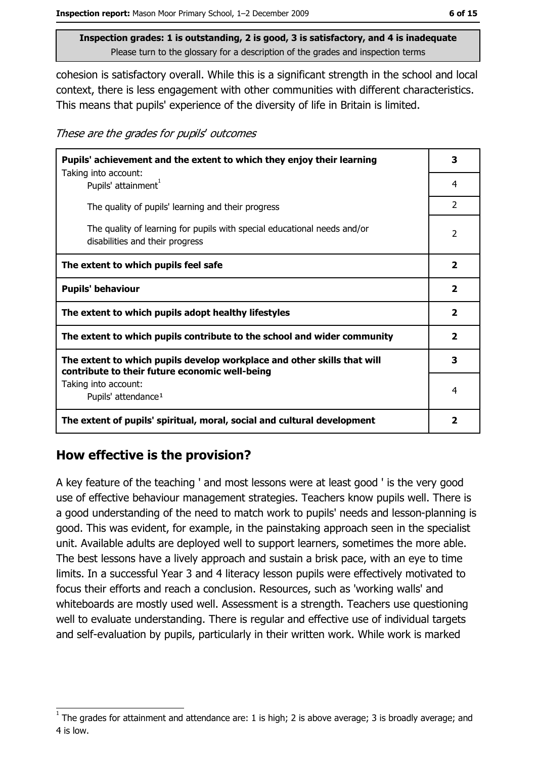**Inspection grades: 1 is outstanding, 2 is good, 3 is satisfactory, and 4 is inadequate**
Please turn to the glossary for a description of the grades and inspection terms

cohesion is satisfactory overall. While this is a significant strength in the school and local context, there is less engagement with other communities with different characteristics. This means that pupils' experience of the diversity of life in Britain is limited.

*These are the grades for pupils' outcomes*

| | |
|---|---|
| **Pupils' achievement and the extent to which they enjoy their learning** | **3** |
| Taking into account: Pupils' attainment[1] | 4 |
| The quality of pupils' learning and their progress | 2 |
| The quality of learning for pupils with special educational needs and/or disabilities and their progress | 2 |
| **The extent to which pupils feel safe** | **2** |
| **Pupils' behaviour** | **2** |
| **The extent to which pupils adopt healthy lifestyles** | **2** |
| **The extent to which pupils contribute to the school and wider community** | **2** |
| **The extent to which pupils develop workplace and other skills that will contribute to their future economic well-being** | **3** |
| Taking into account: Pupils' attendance[1] | 4 |
| **The extent of pupils' spiritual, moral, social and cultural development** | **2** |

## How effective is the provision?

A key feature of the teaching ' and most lessons were at least good ' is the very good use of effective behaviour management strategies. Teachers know pupils well. There is a good understanding of the need to match work to pupils' needs and lesson-planning is good. This was evident, for example, in the painstaking approach seen in the specialist unit. Available adults are deployed well to support learners, sometimes the more able. The best lessons have a lively approach and sustain a brisk pace, with an eye to time limits. In a successful Year 3 and 4 literacy lesson pupils were effectively motivated to focus their efforts and reach a conclusion. Resources, such as 'working walls' and whiteboards are mostly used well. Assessment is a strength. Teachers use questioning well to evaluate understanding. There is regular and effective use of individual targets and self-evaluation by pupils, particularly in their written work. While work is marked

[1] The grades for attainment and attendance are: 1 is high; 2 is above average; 3 is broadly average; and 4 is low.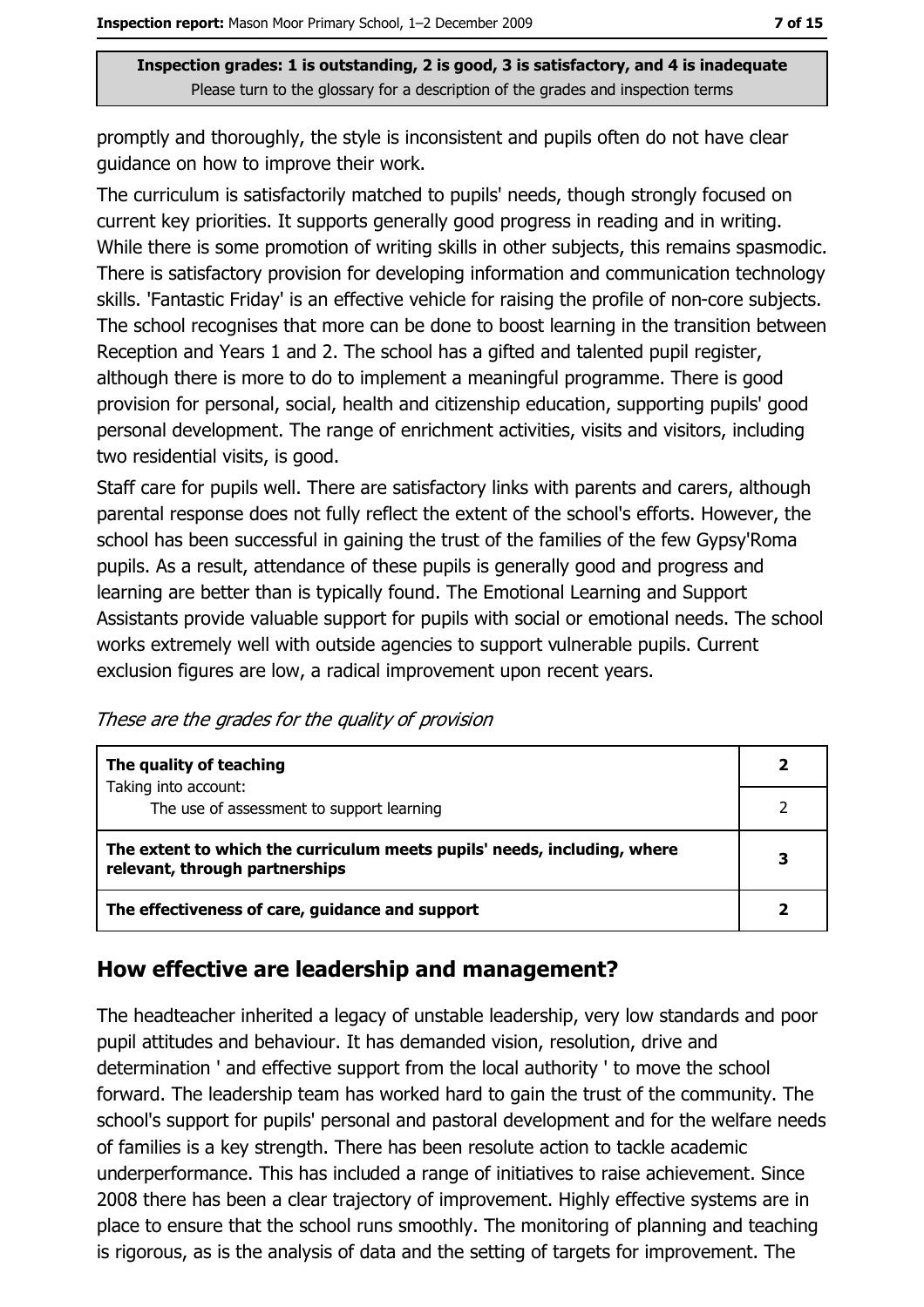**Inspection grades: 1 is outstanding, 2 is good, 3 is satisfactory, and 4 is inadequate**
Please turn to the glossary for a description of the grades and inspection terms

promptly and thoroughly, the style is inconsistent and pupils often do not have clear guidance on how to improve their work.

The curriculum is satisfactorily matched to pupils' needs, though strongly focused on current key priorities. It supports generally good progress in reading and in writing. While there is some promotion of writing skills in other subjects, this remains spasmodic. There is satisfactory provision for developing information and communication technology skills. 'Fantastic Friday' is an effective vehicle for raising the profile of non-core subjects. The school recognises that more can be done to boost learning in the transition between Reception and Years 1 and 2. The school has a gifted and talented pupil register, although there is more to do to implement a meaningful programme. There is good provision for personal, social, health and citizenship education, supporting pupils' good personal development. The range of enrichment activities, visits and visitors, including two residential visits, is good.

Staff care for pupils well. There are satisfactory links with parents and carers, although parental response does not fully reflect the extent of the school's efforts. However, the school has been successful in gaining the trust of the families of the few Gypsy'Roma pupils. As a result, attendance of these pupils is generally good and progress and learning are better than is typically found. The Emotional Learning and Support Assistants provide valuable support for pupils with social or emotional needs. The school works extremely well with outside agencies to support vulnerable pupils. Current exclusion figures are low, a radical improvement upon recent years.

*These are the grades for the quality of provision*

| | |
|---|---|
| **The quality of teaching** | **2** |
| Taking into account: The use of assessment to support learning | 2 |
| **The extent to which the curriculum meets pupils' needs, including, where relevant, through partnerships** | **3** |
| **The effectiveness of care, guidance and support** | **2** |

## How effective are leadership and management?

The headteacher inherited a legacy of unstable leadership, very low standards and poor pupil attitudes and behaviour. It has demanded vision, resolution, drive and determination ' and effective support from the local authority ' to move the school forward. The leadership team has worked hard to gain the trust of the community. The school's support for pupils' personal and pastoral development and for the welfare needs of families is a key strength. There has been resolute action to tackle academic underperformance. This has included a range of initiatives to raise achievement. Since 2008 there has been a clear trajectory of improvement. Highly effective systems are in place to ensure that the school runs smoothly. The monitoring of planning and teaching is rigorous, as is the analysis of data and the setting of targets for improvement. The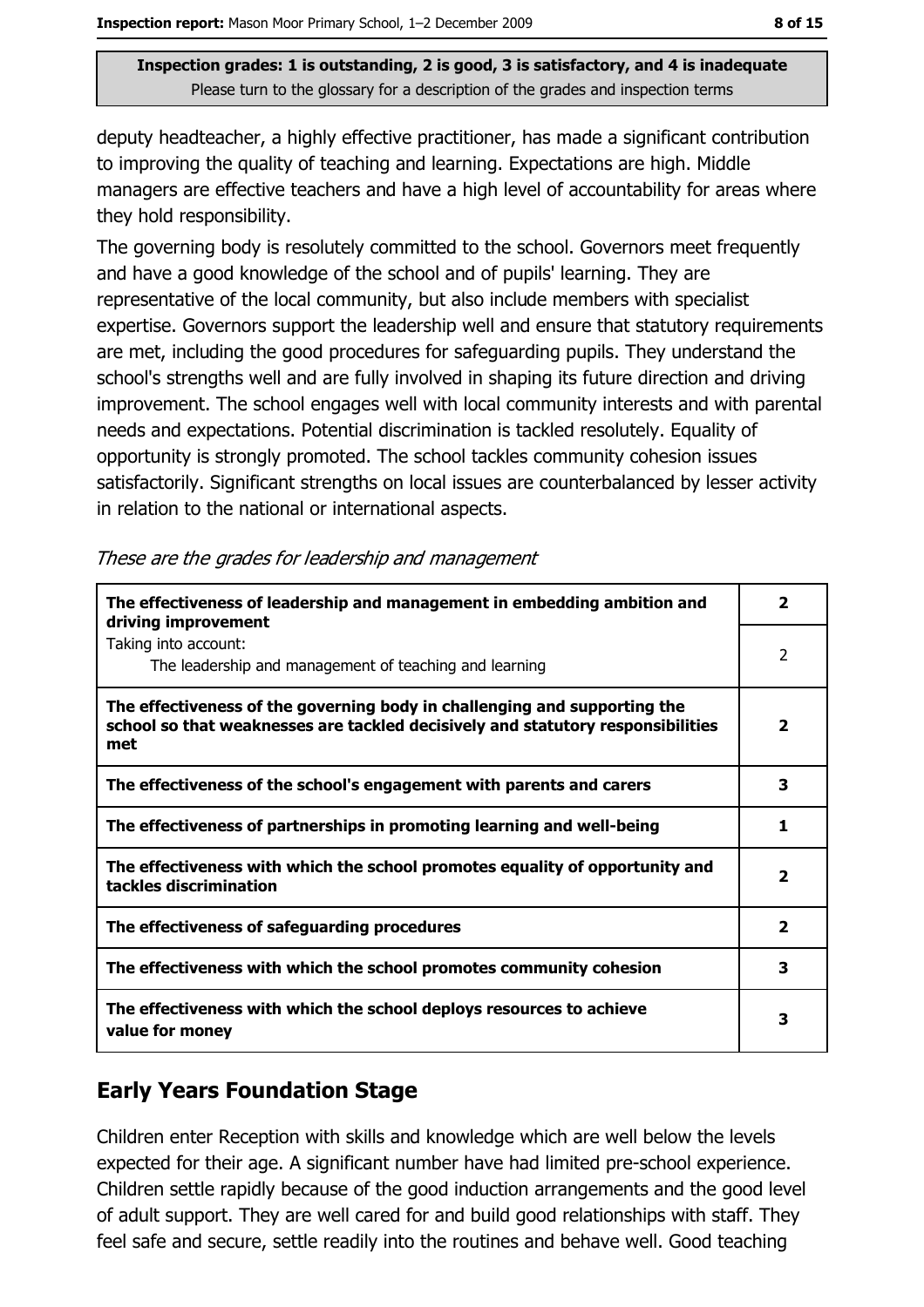Inspection grades: 1 is outstanding, 2 is good, 3 is satisfactory, and 4 is inadequate
Please turn to the glossary for a description of the grades and inspection terms

deputy headteacher, a highly effective practitioner, has made a significant contribution to improving the quality of teaching and learning. Expectations are high. Middle managers are effective teachers and have a high level of accountability for areas where they hold responsibility.

The governing body is resolutely committed to the school. Governors meet frequently and have a good knowledge of the school and of pupils' learning. They are representative of the local community, but also include members with specialist expertise. Governors support the leadership well and ensure that statutory requirements are met, including the good procedures for safeguarding pupils. They understand the school's strengths well and are fully involved in shaping its future direction and driving improvement. The school engages well with local community interests and with parental needs and expectations. Potential discrimination is tackled resolutely. Equality of opportunity is strongly promoted. The school tackles community cohesion issues satisfactorily. Significant strengths on local issues are counterbalanced by lesser activity in relation to the national or international aspects.

*These are the grades for leadership and management*

| | |
|---|---|
| **The effectiveness of leadership and management in embedding ambition and driving improvement** | **2** |
| Taking into account: The leadership and management of teaching and learning | 2 |
| **The effectiveness of the governing body in challenging and supporting the school so that weaknesses are tackled decisively and statutory responsibilities met** | **2** |
| **The effectiveness of the school's engagement with parents and carers** | **3** |
| **The effectiveness of partnerships in promoting learning and well-being** | **1** |
| **The effectiveness with which the school promotes equality of opportunity and tackles discrimination** | **2** |
| **The effectiveness of safeguarding procedures** | **2** |
| **The effectiveness with which the school promotes community cohesion** | **3** |
| **The effectiveness with which the school deploys resources to achieve value for money** | **3** |

## Early Years Foundation Stage

Children enter Reception with skills and knowledge which are well below the levels expected for their age. A significant number have had limited pre-school experience. Children settle rapidly because of the good induction arrangements and the good level of adult support. They are well cared for and build good relationships with staff. They feel safe and secure, settle readily into the routines and behave well. Good teaching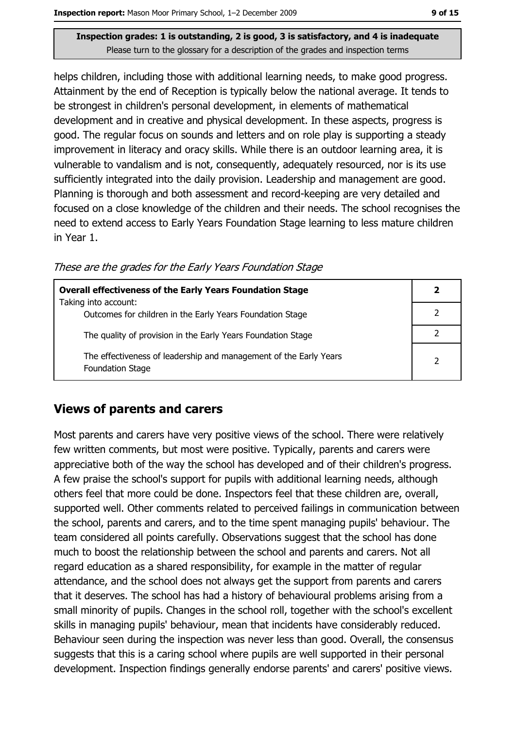helps children, including those with additional learning needs, to make good progress. Attainment by the end of Reception is typically below the national average. It tends to be strongest in children's personal development, in elements of mathematical development and in creative and physical development. In these aspects, progress is good. The regular focus on sounds and letters and on role play is supporting a steady improvement in literacy and oracy skills. While there is an outdoor learning area, it is vulnerable to vandalism and is not, consequently, adequately resourced, nor is its use sufficiently integrated into the daily provision. Leadership and management are good. Planning is thorough and both assessment and record-keeping are very detailed and focused on a close knowledge of the children and their needs. The school recognises the need to extend access to Early Years Foundation Stage learning to less mature children in Year 1.

*These are the grades for the Early Years Foundation Stage*

| **Overall effectiveness of the Early Years Foundation Stage** | **2** |
|---|---|
| Taking into account:<br>Outcomes for children in the Early Years Foundation Stage | 2 |
| The quality of provision in the Early Years Foundation Stage | 2 |
| The effectiveness of leadership and management of the Early Years Foundation Stage | 2 |

## Views of parents and carers

Most parents and carers have very positive views of the school. There were relatively few written comments, but most were positive. Typically, parents and carers were appreciative both of the way the school has developed and of their children's progress. A few praise the school's support for pupils with additional learning needs, although others feel that more could be done. Inspectors feel that these children are, overall, supported well. Other comments related to perceived failings in communication between the school, parents and carers, and to the time spent managing pupils' behaviour. The team considered all points carefully. Observations suggest that the school has done much to boost the relationship between the school and parents and carers. Not all regard education as a shared responsibility, for example in the matter of regular attendance, and the school does not always get the support from parents and carers that it deserves. The school has had a history of behavioural problems arising from a small minority of pupils. Changes in the school roll, together with the school's excellent skills in managing pupils' behaviour, mean that incidents have considerably reduced. Behaviour seen during the inspection was never less than good. Overall, the consensus suggests that this is a caring school where pupils are well supported in their personal development. Inspection findings generally endorse parents' and carers' positive views.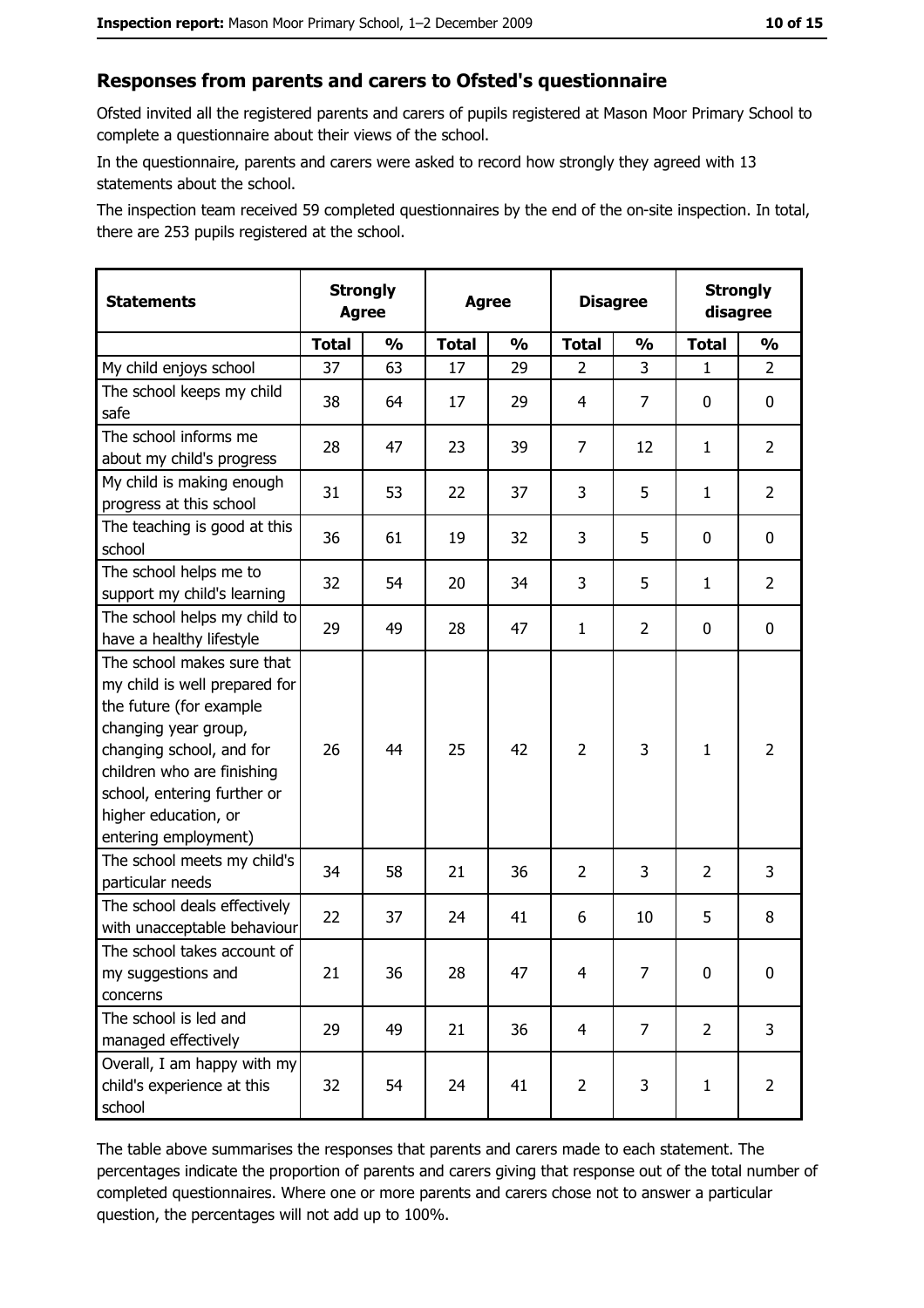## Responses from parents and carers to Ofsted's questionnaire

Ofsted invited all the registered parents and carers of pupils registered at Mason Moor Primary School to complete a questionnaire about their views of the school.

In the questionnaire, parents and carers were asked to record how strongly they agreed with 13 statements about the school.

The inspection team received 59 completed questionnaires by the end of the on-site inspection. In total, there are 253 pupils registered at the school.

| Statements | Strongly Agree | | Agree | | Disagree | | Strongly disagree | |
|---|---|---|---|---|---|---|---|---|
| | Total | % | Total | % | Total | % | Total | % |
| My child enjoys school | 37 | 63 | 17 | 29 | 2 | 3 | 1 | 2 |
| The school keeps my child safe | 38 | 64 | 17 | 29 | 4 | 7 | 0 | 0 |
| The school informs me about my child's progress | 28 | 47 | 23 | 39 | 7 | 12 | 1 | 2 |
| My child is making enough progress at this school | 31 | 53 | 22 | 37 | 3 | 5 | 1 | 2 |
| The teaching is good at this school | 36 | 61 | 19 | 32 | 3 | 5 | 0 | 0 |
| The school helps me to support my child's learning | 32 | 54 | 20 | 34 | 3 | 5 | 1 | 2 |
| The school helps my child to have a healthy lifestyle | 29 | 49 | 28 | 47 | 1 | 2 | 0 | 0 |
| The school makes sure that my child is well prepared for the future (for example changing year group, changing school, and for children who are finishing school, entering further or higher education, or entering employment) | 26 | 44 | 25 | 42 | 2 | 3 | 1 | 2 |
| The school meets my child's particular needs | 34 | 58 | 21 | 36 | 2 | 3 | 2 | 3 |
| The school deals effectively with unacceptable behaviour | 22 | 37 | 24 | 41 | 6 | 10 | 5 | 8 |
| The school takes account of my suggestions and concerns | 21 | 36 | 28 | 47 | 4 | 7 | 0 | 0 |
| The school is led and managed effectively | 29 | 49 | 21 | 36 | 4 | 7 | 2 | 3 |
| Overall, I am happy with my child's experience at this school | 32 | 54 | 24 | 41 | 2 | 3 | 1 | 2 |

The table above summarises the responses that parents and carers made to each statement. The percentages indicate the proportion of parents and carers giving that response out of the total number of completed questionnaires. Where one or more parents and carers chose not to answer a particular question, the percentages will not add up to 100%.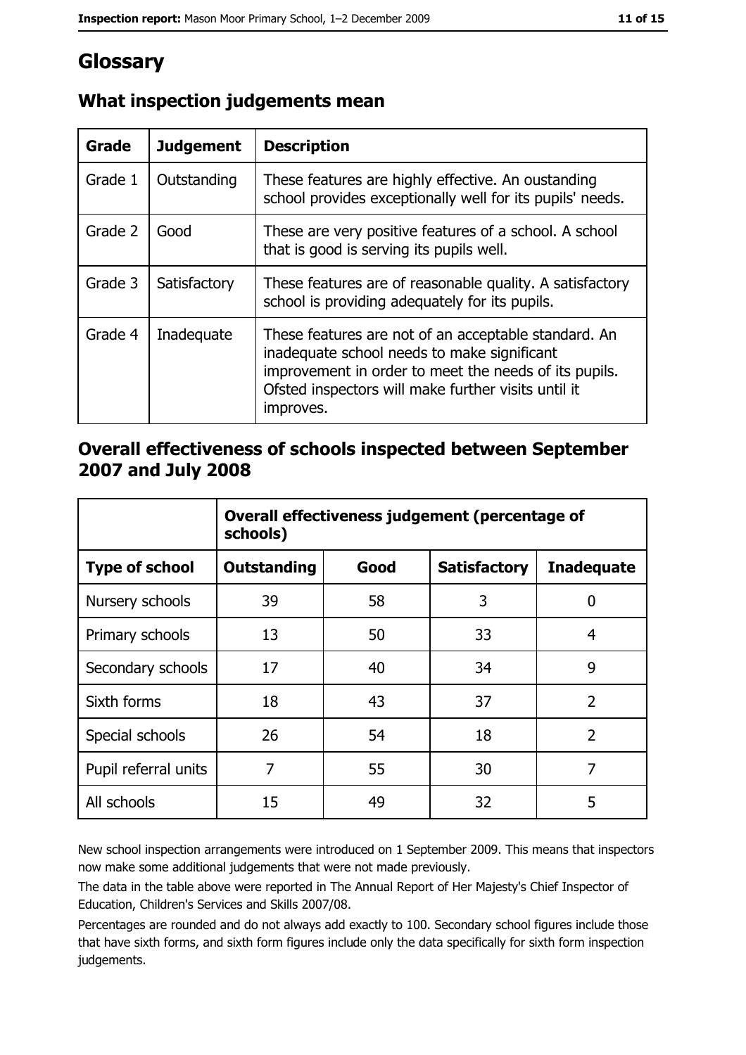# Glossary

## What inspection judgements mean

| Grade | Judgement | Description |
| --- | --- | --- |
| Grade 1 | Outstanding | These features are highly effective. An oustanding school provides exceptionally well for its pupils' needs. |
| Grade 2 | Good | These are very positive features of a school. A school that is good is serving its pupils well. |
| Grade 3 | Satisfactory | These features are of reasonable quality. A satisfactory school is providing adequately for its pupils. |
| Grade 4 | Inadequate | These features are not of an acceptable standard. An inadequate school needs to make significant improvement in order to meet the needs of its pupils. Ofsted inspectors will make further visits until it improves. |

## Overall effectiveness of schools inspected between September 2007 and July 2008

| | **Overall effectiveness judgement (percentage of schools)** | | | |
| --- | --- | --- | --- | --- |
| **Type of school** | **Outstanding** | **Good** | **Satisfactory** | **Inadequate** |
| Nursery schools | 39 | 58 | 3 | 0 |
| Primary schools | 13 | 50 | 33 | 4 |
| Secondary schools | 17 | 40 | 34 | 9 |
| Sixth forms | 18 | 43 | 37 | 2 |
| Special schools | 26 | 54 | 18 | 2 |
| Pupil referral units | 7 | 55 | 30 | 7 |
| All schools | 15 | 49 | 32 | 5 |

New school inspection arrangements were introduced on 1 September 2009. This means that inspectors now make some additional judgements that were not made previously.

The data in the table above were reported in The Annual Report of Her Majesty's Chief Inspector of Education, Children's Services and Skills 2007/08.

Percentages are rounded and do not always add exactly to 100. Secondary school figures include those that have sixth forms, and sixth form figures include only the data specifically for sixth form inspection judgements.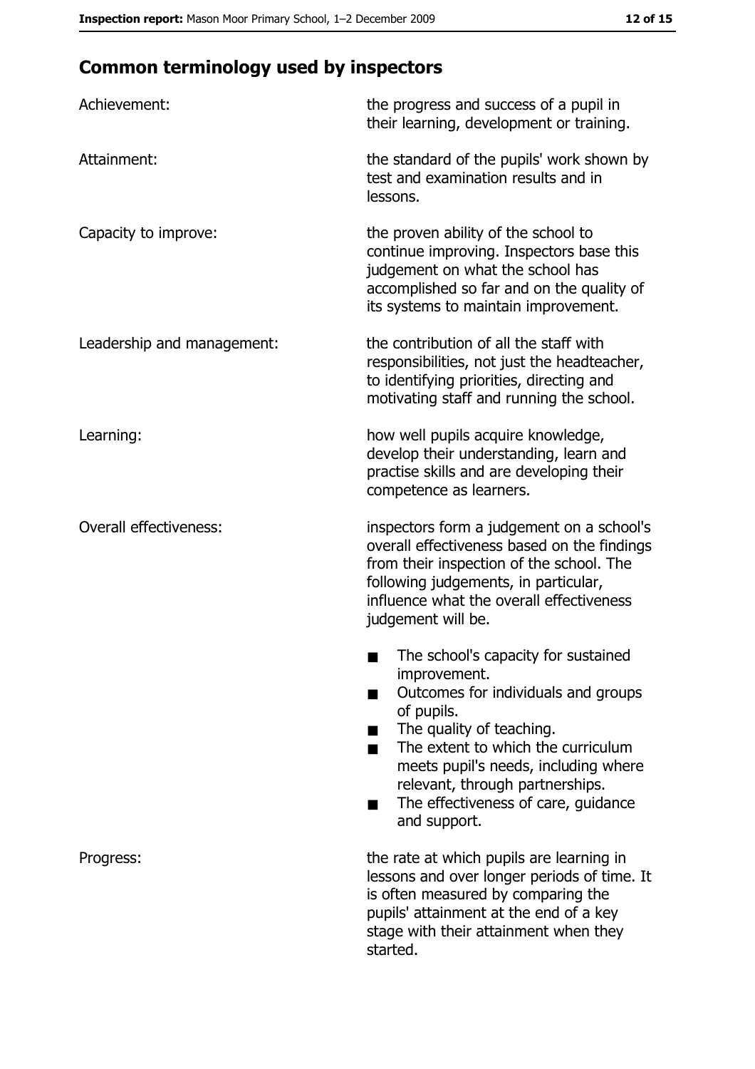## Common terminology used by inspectors

| | |
|---|---|
| Achievement: | the progress and success of a pupil in their learning, development or training. |
| Attainment: | the standard of the pupils' work shown by test and examination results and in lessons. |
| Capacity to improve: | the proven ability of the school to continue improving. Inspectors base this judgement on what the school has accomplished so far and on the quality of its systems to maintain improvement. |
| Leadership and management: | the contribution of all the staff with responsibilities, not just the headteacher, to identifying priorities, directing and motivating staff and running the school. |
| Learning: | how well pupils acquire knowledge, develop their understanding, learn and practise skills and are developing their competence as learners. |
| Overall effectiveness: | inspectors form a judgement on a school's overall effectiveness based on the findings from their inspection of the school. The following judgements, in particular, influence what the overall effectiveness judgement will be.<br><br>■ The school's capacity for sustained improvement.<br>■ Outcomes for individuals and groups of pupils.<br>■ The quality of teaching.<br>■ The extent to which the curriculum meets pupil's needs, including where relevant, through partnerships.<br>■ The effectiveness of care, guidance and support. |
| Progress: | the rate at which pupils are learning in lessons and over longer periods of time. It is often measured by comparing the pupils' attainment at the end of a key stage with their attainment when they started. |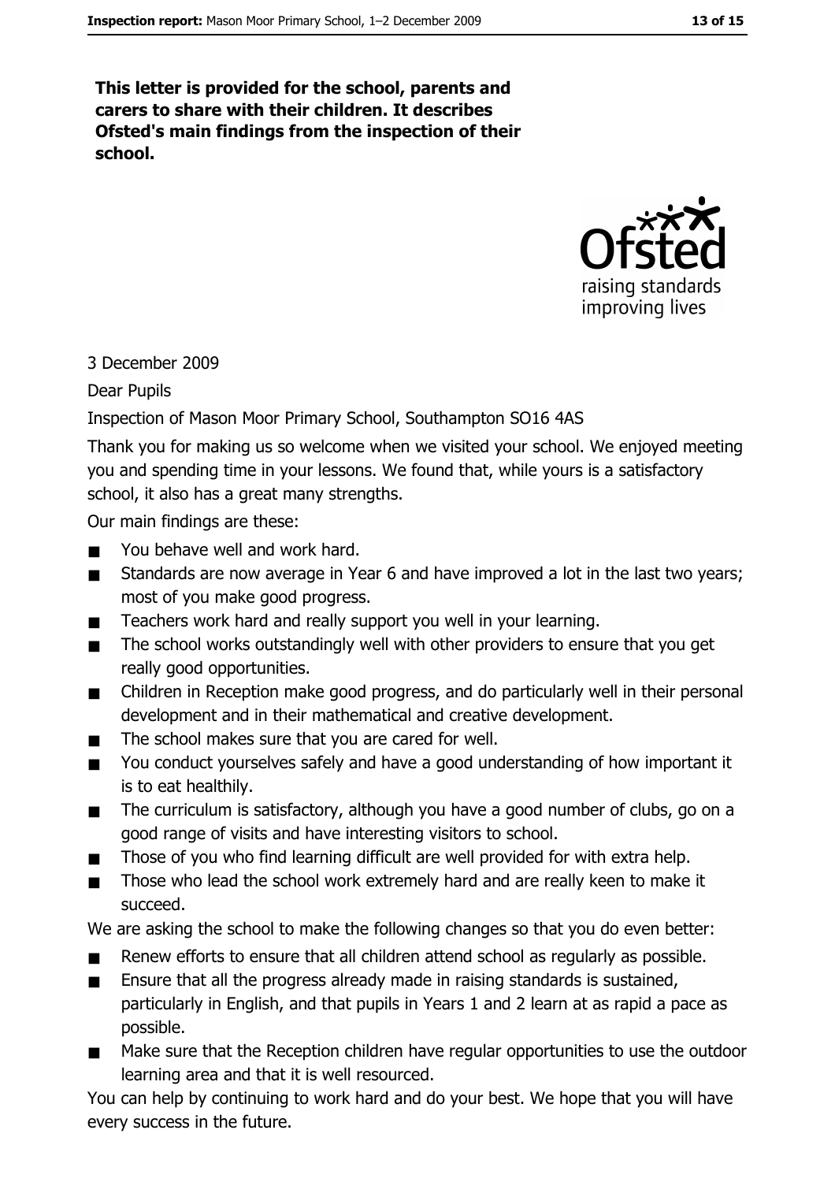**This letter is provided for the school, parents and carers to share with their children. It describes Ofsted's main findings from the inspection of their school.**

3 December 2009

Dear Pupils

Inspection of Mason Moor Primary School, Southampton SO16 4AS

Thank you for making us so welcome when we visited your school. We enjoyed meeting you and spending time in your lessons. We found that, while yours is a satisfactory school, it also has a great many strengths.

Our main findings are these:

- You behave well and work hard.
- Standards are now average in Year 6 and have improved a lot in the last two years; most of you make good progress.
- Teachers work hard and really support you well in your learning.
- The school works outstandingly well with other providers to ensure that you get really good opportunities.
- Children in Reception make good progress, and do particularly well in their personal development and in their mathematical and creative development.
- The school makes sure that you are cared for well.
- You conduct yourselves safely and have a good understanding of how important it is to eat healthily.
- The curriculum is satisfactory, although you have a good number of clubs, go on a good range of visits and have interesting visitors to school.
- Those of you who find learning difficult are well provided for with extra help.
- Those who lead the school work extremely hard and are really keen to make it succeed.

We are asking the school to make the following changes so that you do even better:

- Renew efforts to ensure that all children attend school as regularly as possible.
- Ensure that all the progress already made in raising standards is sustained, particularly in English, and that pupils in Years 1 and 2 learn at as rapid a pace as possible.
- Make sure that the Reception children have regular opportunities to use the outdoor learning area and that it is well resourced.

You can help by continuing to work hard and do your best. We hope that you will have every success in the future.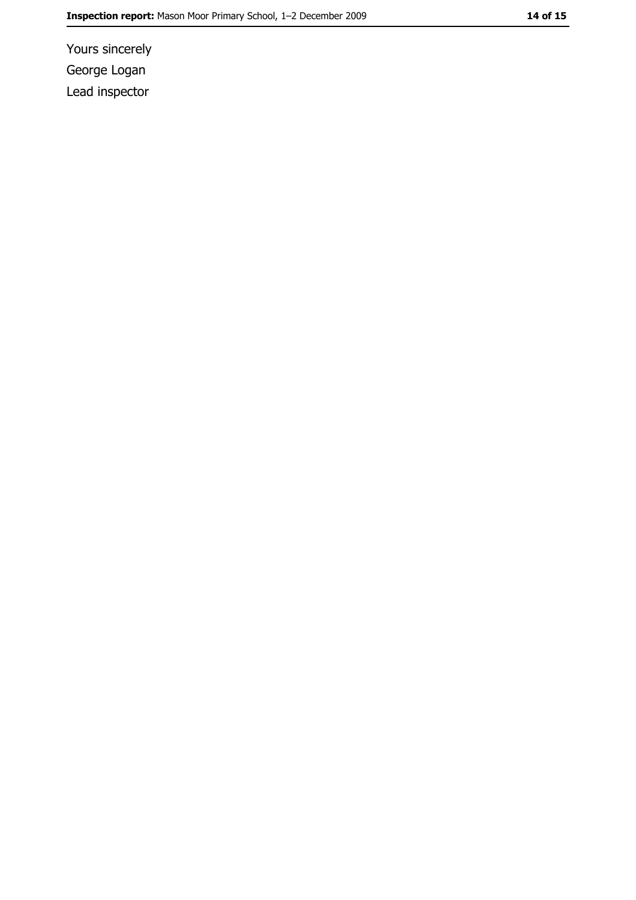Yours sincerely

George Logan

Lead inspector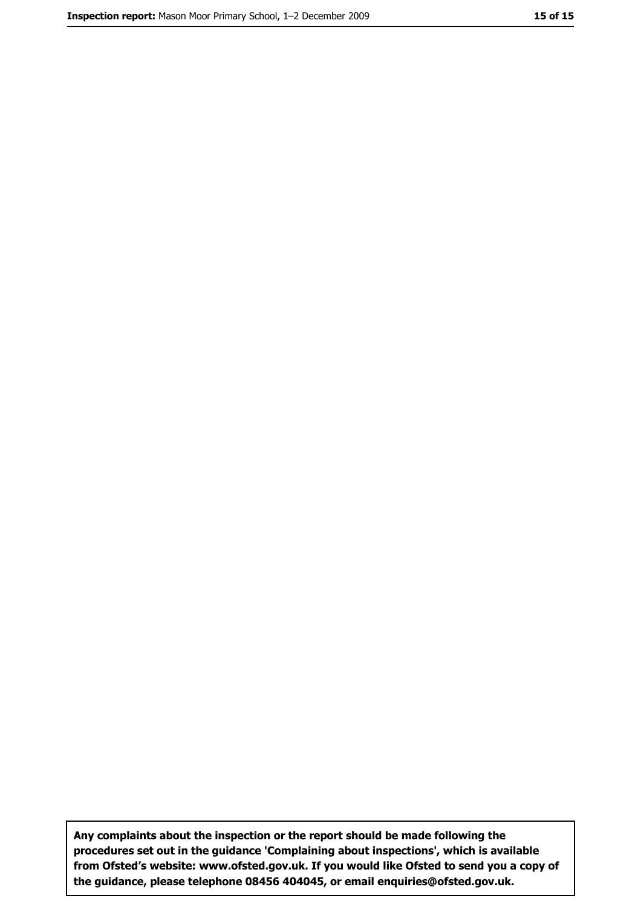**Any complaints about the inspection or the report should be made following the procedures set out in the guidance 'Complaining about inspections', which is available from Ofsted's website: www.ofsted.gov.uk. If you would like Ofsted to send you a copy of the guidance, please telephone 08456 404045, or email enquiries@ofsted.gov.uk.**